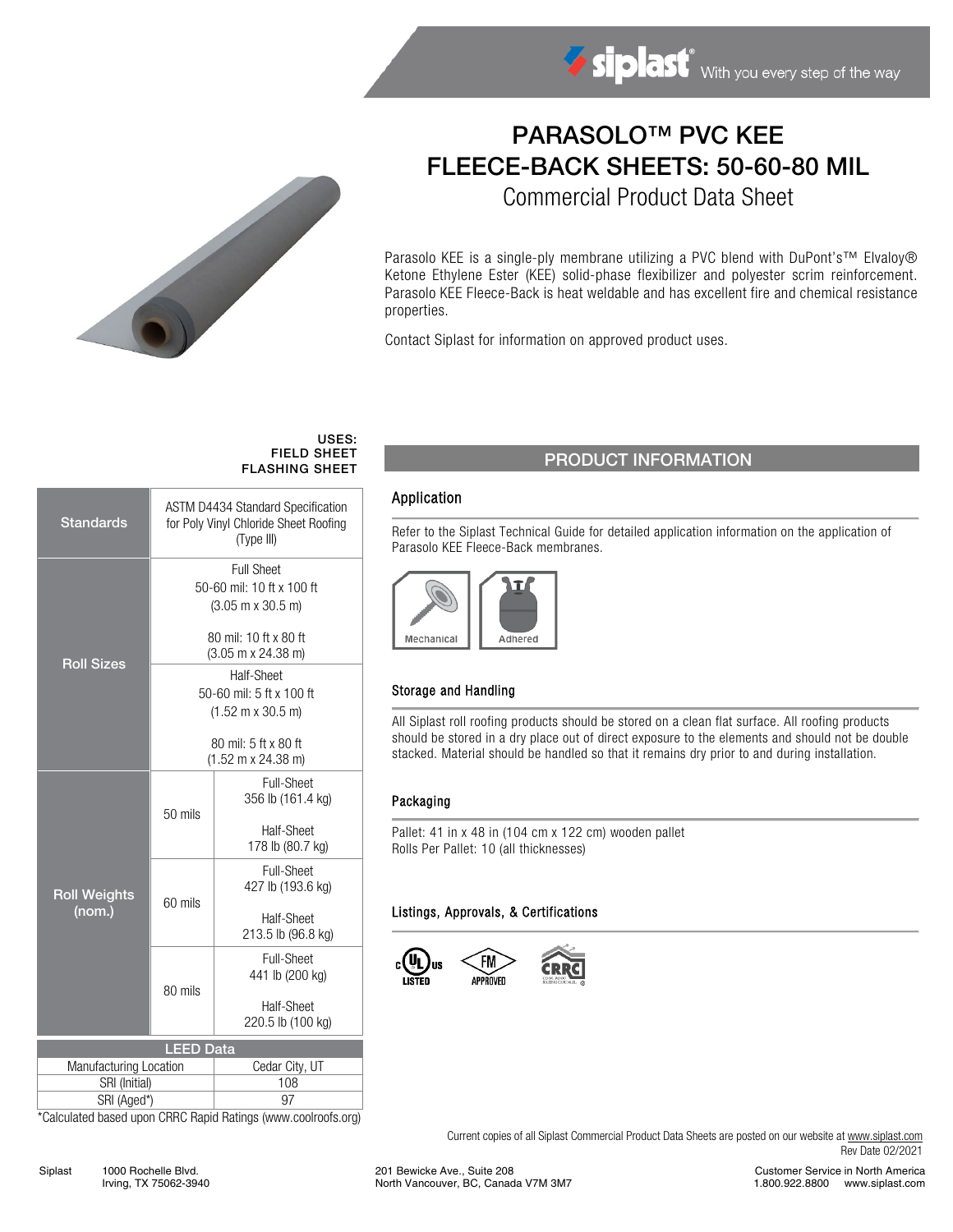# PARASOLO™ PVC KEE FLEECE-BACK SHEETS: 50-60-80 MIL

## Commercial Product Data Sheet

Parasolo KEE is a single-ply membrane utilizing a PVC blend with DuPont's™ Elvaloy® Ketone Ethylene Ester (KEE) solid-phase flexibilizer and polyester scrim reinforcement. Parasolo KEE Fleece-Back is heat weldable and has excellent fire and chemical resistance properties.

Contact Siplast for information on approved product uses.

**USES:**
**FIELD SHEET**
**FLASHING SHEET**

| | | |
|---|---|---|
| **Standards** | ASTM D4434 Standard Specification for Poly Vinyl Chloride Sheet Roofing (Type III) | |
| **Roll Sizes** | Full Sheet<br>50-60 mil: 10 ft x 100 ft<br>(3.05 m x 30.5 m)<br><br>80 mil: 10 ft x 80 ft<br>(3.05 m x 24.38 m) | |
| | Half-Sheet<br>50-60 mil: 5 ft x 100 ft<br>(1.52 m x 30.5 m)<br><br>80 mil: 5 ft x 80 ft<br>(1.52 m x 24.38 m) | |
| **Roll Weights (nom.)** | 50 mils | Full-Sheet<br>356 lb (161.4 kg)<br><br>Half-Sheet<br>178 lb (80.7 kg) |
| | 60 mils | Full-Sheet<br>427 lb (193.6 kg)<br><br>Half-Sheet<br>213.5 lb (96.8 kg) |
| | 80 mils | Full-Sheet<br>441 lb (200 kg)<br><br>Half-Sheet<br>220.5 lb (100 kg) |

| LEED Data | |
|---|---|
| Manufacturing Location | Cedar City, UT |
| SRI (Initial) | 108 |
| SRI (Aged*) | 97 |

*Calculated based upon CRRC Rapid Ratings (www.coolroofs.org)

## PRODUCT INFORMATION

### Application

Refer to the Siplast Technical Guide for detailed application information on the application of Parasolo KEE Fleece-Back membranes.

Mechanical | Adhered

### Storage and Handling

All Siplast roll roofing products should be stored on a clean flat surface. All roofing products should be stored in a dry place out of direct exposure to the elements and should not be double stacked. Material should be handled so that it remains dry prior to and during installation.

### Packaging

Pallet: 41 in x 48 in (104 cm x 122 cm) wooden pallet
Rolls Per Pallet: 10 (all thicknesses)

### Listings, Approvals, & Certifications

UL LISTED | FM APPROVED | CRRC

Current copies of all Siplast Commercial Product Data Sheets are posted on our website at www.siplast.com
Rev Date 02/2021

Siplast 1000 Rochelle Blvd. Irving, TX 75062-3940 | 201 Bewicke Ave., Suite 208 North Vancouver, BC, Canada V7M 3M7 | Customer Service in North America 1.800.922.8800 www.siplast.com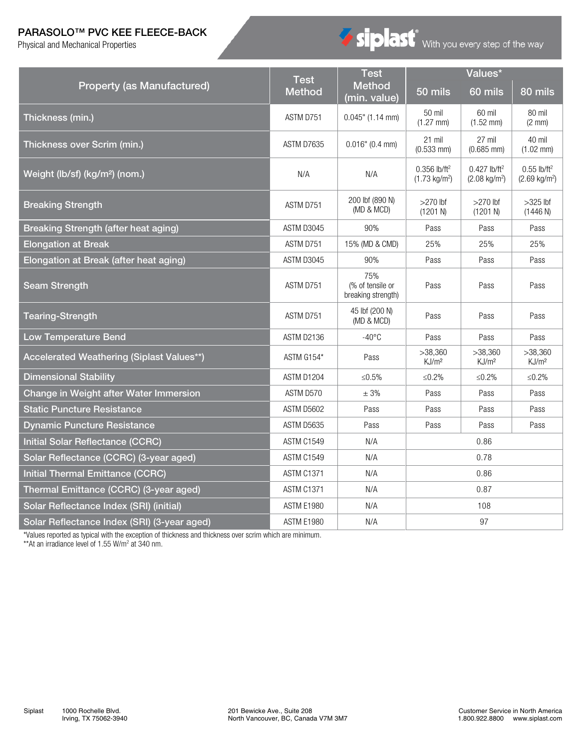# PARASOLO™ PVC KEE FLEECE-BACK

Physical and Mechanical Properties

| Property (as Manufactured) | Test Method | Test Method (min. value) | Values* | | |
|---|---|---|---|---|---|
| | | | 50 mils | 60 mils | 80 mils |
| Thickness (min.) | ASTM D751 | 0.045" (1.14 mm) | 50 mil (1.27 mm) | 60 mil (1.52 mm) | 80 mil (2 mm) |
| Thickness over Scrim (min.) | ASTM D7635 | 0.016" (0.4 mm) | 21 mil (0.533 mm) | 27 mil (0.685 mm) | 40 mil (1.02 mm) |
| Weight (lb/sf) (kg/m²) (nom.) | N/A | N/A | 0.356 lb/ft² (1.73 kg/m²) | 0.427 lb/ft² (2.08 kg/m²) | 0.55 lb/ft² (2.69 kg/m²) |
| Breaking Strength | ASTM D751 | 200 lbf (890 N) (MD & MCD) | >270 lbf (1201 N) | >270 lbf (1201 N) | >325 lbf (1446 N) |
| Breaking Strength (after heat aging) | ASTM D3045 | 90% | Pass | Pass | Pass |
| Elongation at Break | ASTM D751 | 15% (MD & CMD) | 25% | 25% | 25% |
| Elongation at Break (after heat aging) | ASTM D3045 | 90% | Pass | Pass | Pass |
| Seam Strength | ASTM D751 | 75% (% of tensile or breaking strength) | Pass | Pass | Pass |
| Tearing-Strength | ASTM D751 | 45 lbf (200 N) (MD & MCD) | Pass | Pass | Pass |
| Low Temperature Bend | ASTM D2136 | -40°C | Pass | Pass | Pass |
| Accelerated Weathering (Siplast Values**) | ASTM G154* | Pass | >38,360 KJ/m² | >38,360 KJ/m² | >38,360 KJ/m² |
| Dimensional Stability | ASTM D1204 | ≤0.5% | ≤0.2% | ≤0.2% | ≤0.2% |
| Change in Weight after Water Immersion | ASTM D570 | ± 3% | Pass | Pass | Pass |
| Static Puncture Resistance | ASTM D5602 | Pass | Pass | Pass | Pass |
| Dynamic Puncture Resistance | ASTM D5635 | Pass | Pass | Pass | Pass |
| Initial Solar Reflectance (CCRC) | ASTM C1549 | N/A | 0.86 | | |
| Solar Reflectance (CCRC) (3-year aged) | ASTM C1549 | N/A | 0.78 | | |
| Initial Thermal Emittance (CCRC) | ASTM C1371 | N/A | 0.86 | | |
| Thermal Emittance (CCRC) (3-year aged) | ASTM C1371 | N/A | 0.87 | | |
| Solar Reflectance Index (SRI) (initial) | ASTM E1980 | N/A | 108 | | |
| Solar Reflectance Index (SRI) (3-year aged) | ASTM E1980 | N/A | 97 | | |

*Values reported as typical with the exception of thickness and thickness over scrim which are minimum.

**At an irradiance level of 1.55 W/m² at 340 nm.

Siplast 1000 Rochelle Blvd. Irving, TX 75062-3940

201 Bewicke Ave., Suite 208 North Vancouver, BC, Canada V7M 3M7

Customer Service in North America 1.800.922.8800 www.siplast.com